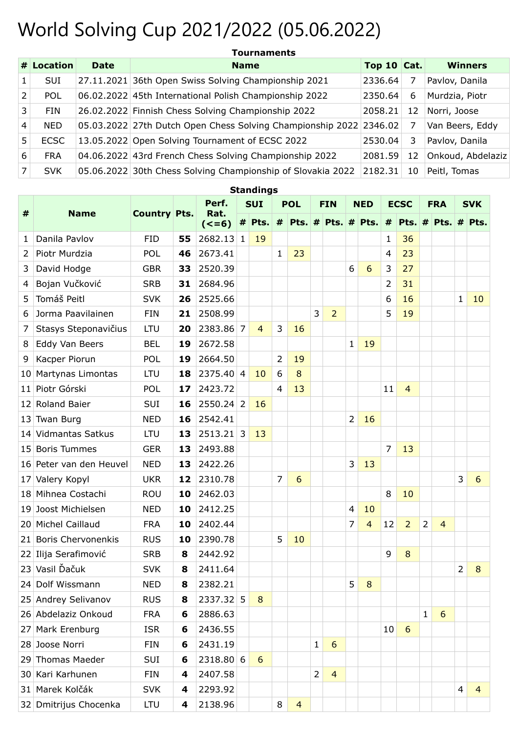# World Solving Cup 2021/2022 (05.06.2022)

**Tournaments**

| # | Location | Date | Name | Top 10 | Cat. | Winners |
|---|---|---|---|---|---|---|
| 1 | SUI | 27.11.2021 | 36th Open Swiss Solving Championship 2021 | 2336.64 | 7 | Pavlov, Danila |
| 2 | POL | 06.02.2022 | 45th International Polish Championship 2022 | 2350.64 | 6 | Murdzia, Piotr |
| 3 | FIN | 26.02.2022 | Finnish Chess Solving Championship 2022 | 2058.21 | 12 | Norri, Joose |
| 4 | NED | 05.03.2022 | 27th Dutch Open Chess Solving Championship 2022 | 2346.02 | 7 | Van Beers, Eddy |
| 5 | ECSC | 13.05.2022 | Open Solving Tournament of ECSC 2022 | 2530.04 | 3 | Pavlov, Danila |
| 6 | FRA | 04.06.2022 | 43rd French Chess Solving Championship 2022 | 2081.59 | 12 | Onkoud, Abdelaziz |
| 7 | SVK | 05.06.2022 | 30th Chess Solving Championship of Slovakia 2022 | 2182.31 | 10 | Peitl, Tomas |

**Standings**

| # | Name | Country | Pts. | Perf. Rat. (<=6) | SUI | | POL | | FIN | | NED | | ECSC | | FRA | | SVK | |
|---|---|---|---|---|---|---|---|---|---|---|---|---|---|---|---|---|---|---|
| | | | | | # | Pts. | # | Pts. | # | Pts. | # | Pts. | # | Pts. | # | Pts. | # | Pts. |
| 1 | Danila Pavlov | FID | **55** | 2682.13 | 1 | 19 | | | | | | | 1 | 36 | | | | |
| 2 | Piotr Murdzia | POL | **46** | 2673.41 | | | 1 | 23 | | | | | 4 | 23 | | | | |
| 3 | David Hodge | GBR | **33** | 2520.39 | | | | | | | 6 | 6 | 3 | 27 | | | | |
| 4 | Bojan Vučković | SRB | **31** | 2684.96 | | | | | | | | | 2 | 31 | | | | |
| 5 | Tomáš Peitl | SVK | **26** | 2525.66 | | | | | | | | | 6 | 16 | | | 1 | 10 |
| 6 | Jorma Paavilainen | FIN | **21** | 2508.99 | | | | | 3 | 2 | | | 5 | 19 | | | | |
| 7 | Stasys Steponavičius | LTU | **20** | 2383.86 | 7 | 4 | 3 | 16 | | | | | | | | | | |
| 8 | Eddy Van Beers | BEL | **19** | 2672.58 | | | | | | | 1 | 19 | | | | | | |
| 9 | Kacper Piorun | POL | **19** | 2664.50 | | | 2 | 19 | | | | | | | | | | |
| 10 | Martynas Limontas | LTU | **18** | 2375.40 | 4 | 10 | 6 | 8 | | | | | | | | | | |
| 11 | Piotr Górski | POL | **17** | 2423.72 | | | 4 | 13 | | | | | 11 | 4 | | | | |
| 12 | Roland Baier | SUI | **16** | 2550.24 | 2 | 16 | | | | | | | | | | | | |
| 13 | Twan Burg | NED | **16** | 2542.41 | | | | | | | 2 | 16 | | | | | | |
| 14 | Vidmantas Satkus | LTU | **13** | 2513.21 | 3 | 13 | | | | | | | | | | | | |
| 15 | Boris Tummes | GER | **13** | 2493.88 | | | | | | | | | 7 | 13 | | | | |
| 16 | Peter van den Heuvel | NED | **13** | 2422.26 | | | | | | | 3 | 13 | | | | | | |
| 17 | Valery Kopyl | UKR | **12** | 2310.78 | | | 7 | 6 | | | | | | | | | 3 | 6 |
| 18 | Mihnea Costachi | ROU | **10** | 2462.03 | | | | | | | | | 8 | 10 | | | | |
| 19 | Joost Michielsen | NED | **10** | 2412.25 | | | | | | | 4 | 10 | | | | | | |
| 20 | Michel Caillaud | FRA | **10** | 2402.44 | | | | | | | 7 | 4 | 12 | 2 | 2 | 4 | | |
| 21 | Boris Chervonenkis | RUS | **10** | 2390.78 | | | 5 | 10 | | | | | | | | | | |
| 22 | Ilija Serafimović | SRB | **8** | 2442.92 | | | | | | | | | 9 | 8 | | | | |
| 23 | Vasil Ďačuk | SVK | **8** | 2411.64 | | | | | | | | | | | | | 2 | 8 |
| 24 | Dolf Wissmann | NED | **8** | 2382.21 | | | | | | | 5 | 8 | | | | | | |
| 25 | Andrey Selivanov | RUS | **8** | 2337.32 | 5 | 8 | | | | | | | | | | | | |
| 26 | Abdelaziz Onkoud | FRA | **6** | 2886.63 | | | | | | | | | | | 1 | 6 | | |
| 27 | Mark Erenburg | ISR | **6** | 2436.55 | | | | | | | | | 10 | 6 | | | | |
| 28 | Joose Norri | FIN | **6** | 2431.19 | | | | | 1 | 6 | | | | | | | | |
| 29 | Thomas Maeder | SUI | **6** | 2318.80 | 6 | 6 | | | | | | | | | | | | |
| 30 | Kari Karhunen | FIN | **4** | 2407.58 | | | | | 2 | 4 | | | | | | | | |
| 31 | Marek Kolčák | SVK | **4** | 2293.92 | | | | | | | | | | | | | 4 | 4 |
| 32 | Dmitrijus Chocenka | LTU | **4** | 2138.96 | | | 8 | 4 | | | | | | | | | | |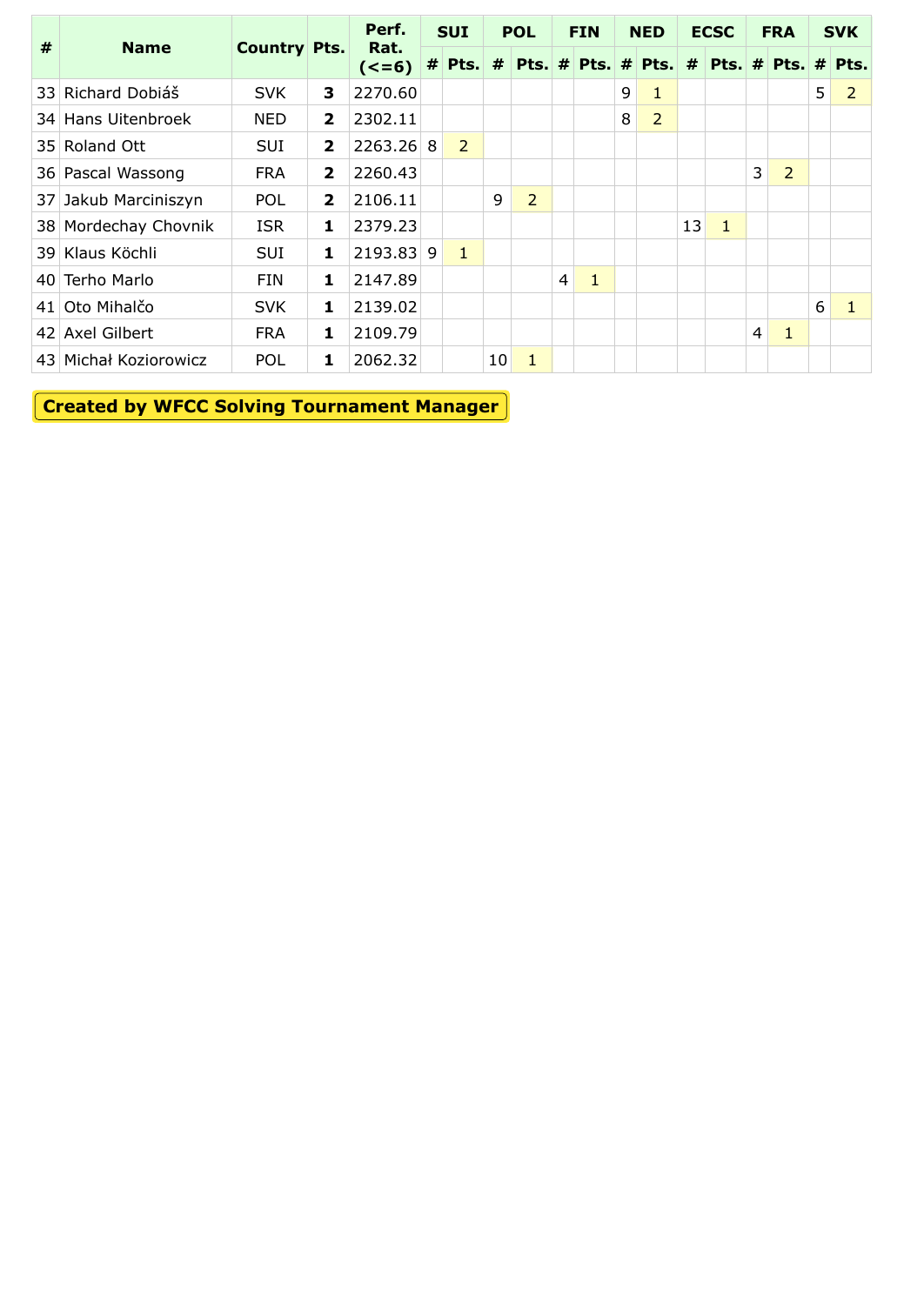| # | Name | Country | Pts. | Perf. Rat. (<=6) | SUI | | POL | | FIN | | NED | | ECSC | | FRA | | SVK | |
|---|---|---|---|---|---|---|---|---|---|---|---|---|---|---|---|---|---|---|
| | | | | | # | Pts. | # | Pts. | # | Pts. | # | Pts. | # | Pts. | # | Pts. | # | Pts. |
| 33 | Richard Dobiáš | SVK | **3** | 2270.60 | | | | | | | 9 | 1 | | | | | 5 | 2 |
| 34 | Hans Uitenbroek | NED | **2** | 2302.11 | | | | | | | 8 | 2 | | | | | | |
| 35 | Roland Ott | SUI | **2** | 2263.26 | 8 | 2 | | | | | | | | | | | | |
| 36 | Pascal Wassong | FRA | **2** | 2260.43 | | | | | | | | | | | 3 | 2 | | |
| 37 | Jakub Marciniszyn | POL | **2** | 2106.11 | | | 9 | 2 | | | | | | | | | | |
| 38 | Mordechay Chovnik | ISR | **1** | 2379.23 | | | | | | | | | 13 | 1 | | | | |
| 39 | Klaus Köchli | SUI | **1** | 2193.83 | 9 | 1 | | | | | | | | | | | | |
| 40 | Terho Marlo | FIN | **1** | 2147.89 | | | | | 4 | 1 | | | | | | | | |
| 41 | Oto Mihalčo | SVK | **1** | 2139.02 | | | | | | | | | | | | | 6 | 1 |
| 42 | Axel Gilbert | FRA | **1** | 2109.79 | | | | | | | | | | | 4 | 1 | | |
| 43 | Michał Koziorowicz | POL | **1** | 2062.32 | | | 10 | 1 | | | | | | | | | | |

**Created by WFCC Solving Tournament Manager**